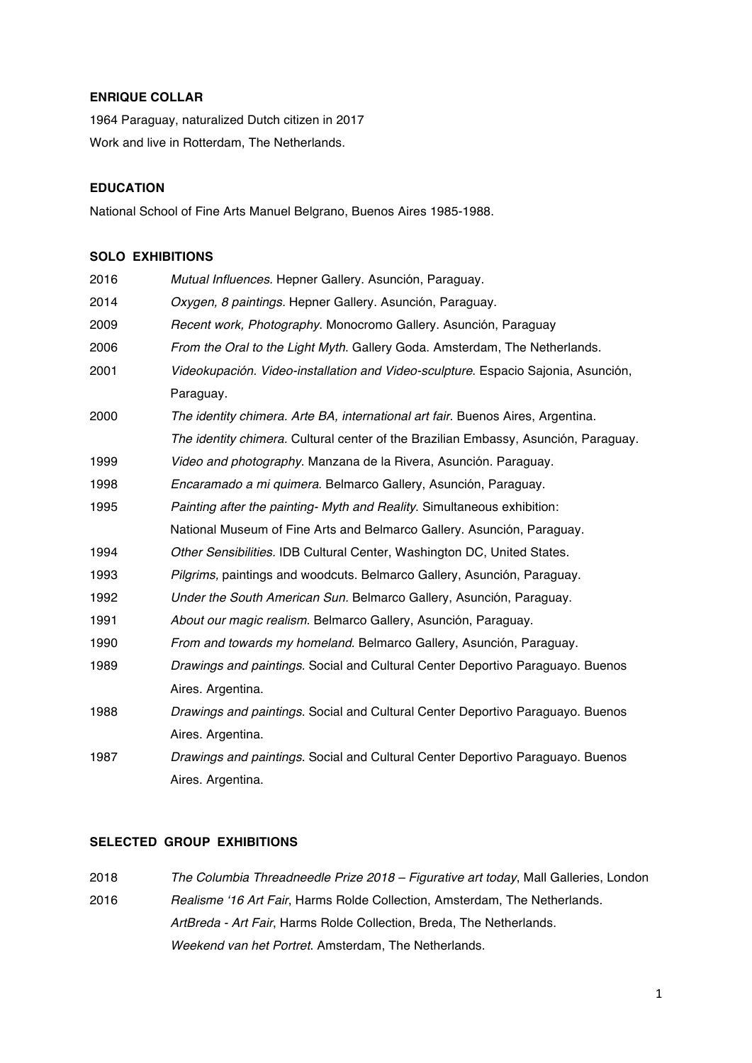**ENRIQUE COLLAR**

1964 Paraguay, naturalized Dutch citizen in 2017

Work and live in Rotterdam, The Netherlands.

**EDUCATION**

National School of Fine Arts Manuel Belgrano, Buenos Aires 1985-1988.

**SOLO EXHIBITIONS**

2016 *Mutual Influences.* Hepner Gallery. Asunción, Paraguay.

2014 *Oxygen, 8 paintings*. Hepner Gallery. Asunción, Paraguay.

2009 *Recent work, Photography*. Monocromo Gallery. Asunción, Paraguay

2006 *From the Oral to the Light Myth*. Gallery Goda. Amsterdam, The Netherlands.

2001 *Videokupación. Video-installation and Video-sculpture*. Espacio Sajonia, Asunción, Paraguay.

2000 *The identity chimera. Arte BA, international art fair*. Buenos Aires, Argentina.
*The identity chimera.* Cultural center of the Brazilian Embassy, Asunción, Paraguay.

1999 *Video and photography*. Manzana de la Rivera, Asunción. Paraguay.

1998 *Encaramado a mi quimera*. Belmarco Gallery, Asunción, Paraguay.

1995 *Painting after the painting- Myth and Reality*. Simultaneous exhibition: National Museum of Fine Arts and Belmarco Gallery. Asunción, Paraguay.

1994 *Other Sensibilities.* IDB Cultural Center, Washington DC, United States.

1993 *Pilgrims,* paintings and woodcuts. Belmarco Gallery, Asunción, Paraguay.

1992 *Under the South American Sun.* Belmarco Gallery, Asunción, Paraguay.

1991 *About our magic realism*. Belmarco Gallery, Asunción, Paraguay.

1990 *From and towards my homeland*. Belmarco Gallery, Asunción, Paraguay.

1989 *Drawings and paintings*. Social and Cultural Center Deportivo Paraguayo. Buenos Aires. Argentina.

1988 *Drawings and paintings*. Social and Cultural Center Deportivo Paraguayo. Buenos Aires. Argentina.

1987 *Drawings and paintings*. Social and Cultural Center Deportivo Paraguayo. Buenos Aires. Argentina.

**SELECTED GROUP EXHIBITIONS**

2018 *The Columbia Threadneedle Prize 2018 – Figurative art today*, Mall Galleries, London

2016 *Realisme '16 Art Fair*, Harms Rolde Collection, Amsterdam, The Netherlands.
*ArtBreda - Art Fair*, Harms Rolde Collection, Breda, The Netherlands.
*Weekend van het Portret*. Amsterdam, The Netherlands.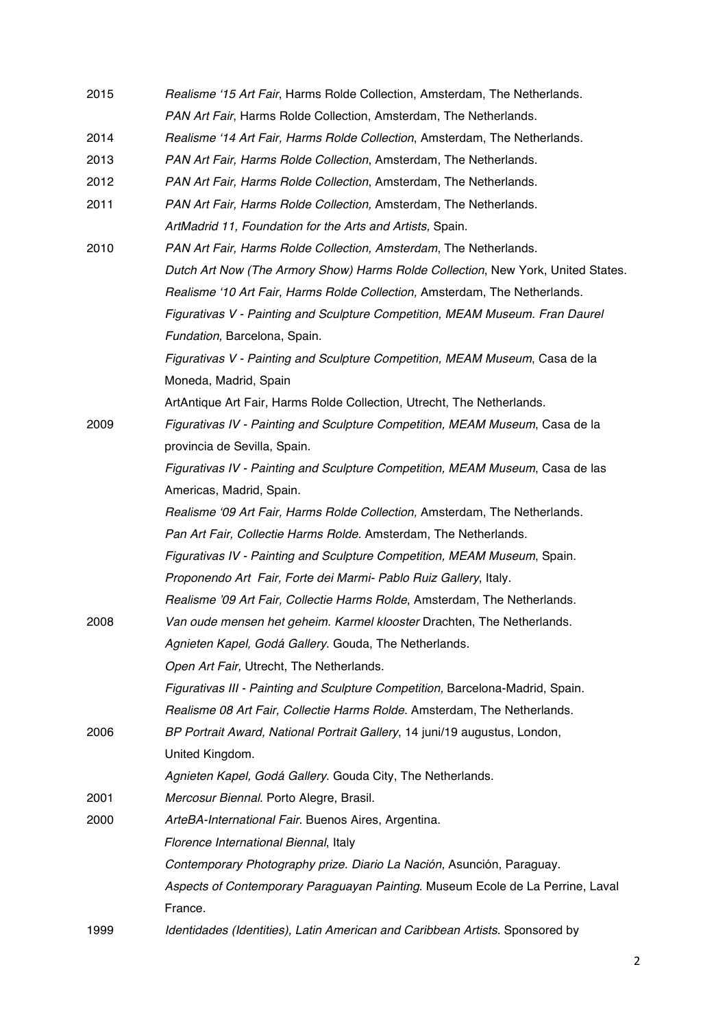2015 *Realisme '15 Art Fair*, Harms Rolde Collection, Amsterdam, The Netherlands.
*PAN Art Fair*, Harms Rolde Collection, Amsterdam, The Netherlands.

2014 *Realisme '14 Art Fair, Harms Rolde Collection*, Amsterdam, The Netherlands.

2013 *PAN Art Fair, Harms Rolde Collection*, Amsterdam, The Netherlands.

2012 *PAN Art Fair, Harms Rolde Collection*, Amsterdam, The Netherlands.

2011 *PAN Art Fair, Harms Rolde Collection,* Amsterdam, The Netherlands.
*ArtMadrid 11, Foundation for the Arts and Artists,* Spain.

2010 *PAN Art Fair, Harms Rolde Collection, Amsterdam*, The Netherlands.
*Dutch Art Now (The Armory Show) Harms Rolde Collection*, New York, United States.
*Realisme '10 Art Fair, Harms Rolde Collection,* Amsterdam, The Netherlands.
*Figurativas V - Painting and Sculpture Competition, MEAM Museum. Fran Daurel Fundation,* Barcelona, Spain.
*Figurativas V - Painting and Sculpture Competition, MEAM Museum*, Casa de la Moneda, Madrid, Spain
ArtAntique Art Fair, Harms Rolde Collection, Utrecht, The Netherlands.

2009 *Figurativas IV - Painting and Sculpture Competition, MEAM Museum*, Casa de la provincia de Sevilla, Spain.
*Figurativas IV - Painting and Sculpture Competition, MEAM Museum*, Casa de las Americas, Madrid, Spain.
*Realisme '09 Art Fair, Harms Rolde Collection,* Amsterdam, The Netherlands.
*Pan Art Fair, Collectie Harms Rolde*. Amsterdam, The Netherlands.
*Figurativas IV - Painting and Sculpture Competition, MEAM Museum*, Spain.
*Proponendo Art Fair, Forte dei Marmi- Pablo Ruiz Gallery*, Italy.
*Realisme '09 Art Fair, Collectie Harms Rolde*, Amsterdam, The Netherlands.

2008 *Van oude mensen het geheim. Karmel klooster* Drachten, The Netherlands.
*Agnieten Kapel, Godá Gallery*. Gouda, The Netherlands.
*Open Art Fair,* Utrecht, The Netherlands.
*Figurativas III - Painting and Sculpture Competition,* Barcelona-Madrid, Spain.
*Realisme 08 Art Fair, Collectie Harms Rolde*. Amsterdam, The Netherlands.

2006 *BP Portrait Award, National Portrait Gallery*, 14 juni/19 augustus, London, United Kingdom.
*Agnieten Kapel, Godá Gallery*. Gouda City, The Netherlands.

2001 *Mercosur Biennal*. Porto Alegre, Brasil.

2000 *ArteBA-International Fair*. Buenos Aires, Argentina.
*Florence International Biennal*, Italy
*Contemporary Photography prize. Diario La Nación*, Asunción, Paraguay.
*Aspects of Contemporary Paraguayan Painting*. Museum Ecole de La Perrine, Laval France.

1999 *Identidades (Identities), Latin American and Caribbean Artists*. Sponsored by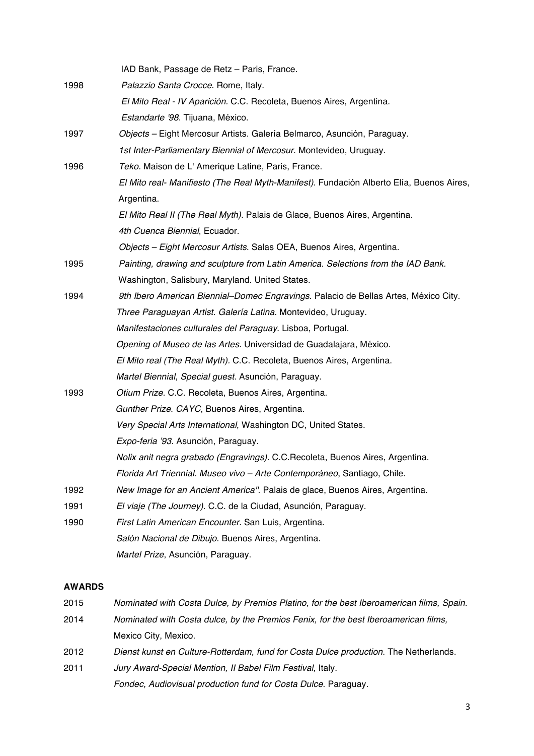| | |
|---|---|
| | IAD Bank, Passage de Retz – Paris, France. |
| 1998 | *Palazzio Santa Crocce*. Rome, Italy. |
| | *El Mito Real - IV Aparición*. C.C. Recoleta, Buenos Aires, Argentina. |
| | *Estandarte '98*. Tijuana, México. |
| 1997 | *Objects* – Eight Mercosur Artists. Galería Belmarco, Asunción, Paraguay. |
| | *1st Inter-Parliamentary Biennial of Mercosur*. Montevideo, Uruguay. |
| 1996 | *Teko*. Maison de L' Amerique Latine, Paris, France. |
| | *El Mito real- Manifiesto (The Real Myth-Manifest)*. Fundación Alberto Elía, Buenos Aires, Argentina. |
| | *El Mito Real II (The Real Myth)*. Palais de Glace, Buenos Aires, Argentina. |
| | *4th Cuenca Biennial*, Ecuador. |
| | *Objects – Eight Mercosur Artists*. Salas OEA, Buenos Aires, Argentina. |
| 1995 | *Painting, drawing and sculpture from Latin America. Selections from the IAD Bank.* Washington, Salisbury, Maryland. United States. |
| 1994 | *9th Ibero American Biennial–Domec Engravings*. Palacio de Bellas Artes, México City. |
| | *Three Paraguayan Artist. Galería Latina.* Montevideo, Uruguay. |
| | *Manifestaciones culturales del Paraguay*. Lisboa, Portugal. |
| | *Opening of Museo de las Artes.* Universidad de Guadalajara, México. |
| | *El Mito real (The Real Myth).* C.C. Recoleta, Buenos Aires, Argentina. |
| | *Martel Biennial*, *Special guest*. Asunción, Paraguay. |
| 1993 | *Otium Prize.* C.C. Recoleta, Buenos Aires, Argentina. |
| | *Gunther Prize. CAYC*, Buenos Aires, Argentina. |
| | *Very Special Arts International*, Washington DC, United States. |
| | *Expo-feria '93.* Asunción, Paraguay. |
| | *Nolix anit negra grabado (Engravings).* C.C.Recoleta, Buenos Aires, Argentina. |
| | *Florida Art Triennial. Museo vivo – Arte Contemporáneo*, Santiago, Chile. |
| 1992 | *New Image for an Ancient America''*. Palais de glace, Buenos Aires, Argentina. |
| 1991 | *El viaje (The Journey)*. C.C. de la Ciudad, Asunción, Paraguay. |
| 1990 | *First Latin American Encounter.* San Luis, Argentina. |
| | *Salón Nacional de Dibujo*. Buenos Aires, Argentina. |
| | *Martel Prize*, Asunción, Paraguay. |

**AWARDS**

| | |
|---|---|
| 2015 | *Nominated with Costa Dulce, by Premios Platino, for the best Iberoamerican films, Spain.* |
| 2014 | *Nominated with Costa dulce, by the Premios Fenix, for the best Iberoamerican films,* Mexico City, Mexico. |
| 2012 | *Dienst kunst en Culture-Rotterdam, fund for Costa Dulce production*. The Netherlands. |
| 2011 | *Jury Award-Special Mention, II Babel Film Festival,* Italy. |
| | *Fondec, Audiovisual production fund for Costa Dulce.* Paraguay. |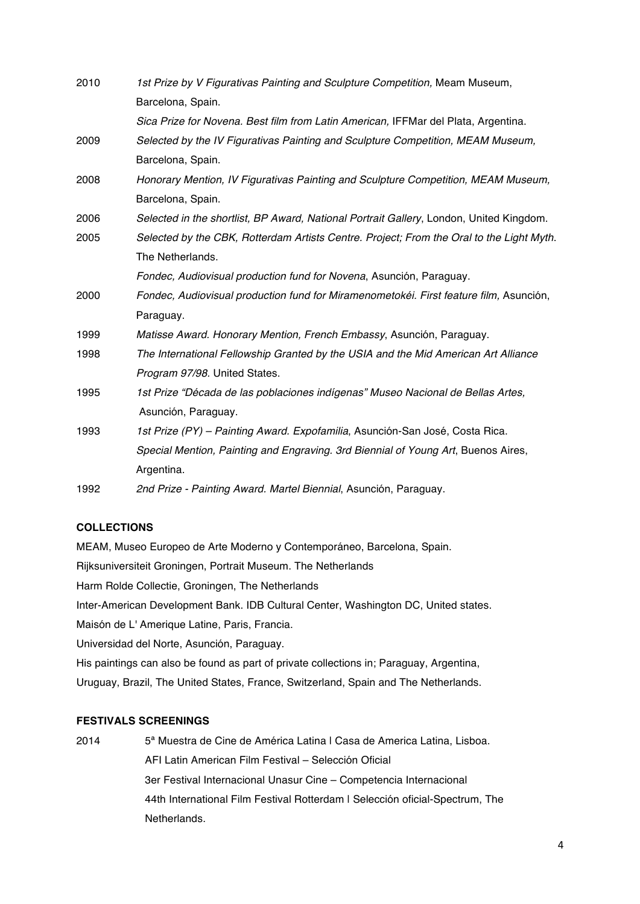2010 *1st Prize by V Figurativas Painting and Sculpture Competition,* Meam Museum, Barcelona, Spain.
*Sica Prize for Novena. Best film from Latin American,* IFFMar del Plata, Argentina.

2009 *Selected by the IV Figurativas Painting and Sculpture Competition, MEAM Museum,* Barcelona, Spain.

2008 *Honorary Mention, IV Figurativas Painting and Sculpture Competition, MEAM Museum,* Barcelona, Spain.

2006 *Selected in the shortlist, BP Award, National Portrait Gallery*, London, United Kingdom.

2005 *Selected by the CBK, Rotterdam Artists Centre. Project; From the Oral to the Light Myth.* The Netherlands.
*Fondec, Audiovisual production fund for Novena*, Asunción, Paraguay.

2000 *Fondec, Audiovisual production fund for Miramenometokéi. First feature film,* Asunción, Paraguay.

1999 *Matisse Award. Honorary Mention, French Embassy*, Asunción, Paraguay.

1998 *The International Fellowship Granted by the USIA and the Mid American Art Alliance Program 97/98.* United States.

1995 *1st Prize "Década de las poblaciones indígenas" Museo Nacional de Bellas Artes,* Asunción, Paraguay.

1993 *1st Prize (PY) – Painting Award. Expofamilia*, Asunción-San José, Costa Rica.
*Special Mention, Painting and Engraving. 3rd Biennial of Young Art*, Buenos Aires, Argentina.

1992 *2nd Prize - Painting Award. Martel Biennial*, Asunción, Paraguay.

**COLLECTIONS**

MEAM, Museo Europeo de Arte Moderno y Contemporáneo, Barcelona, Spain.
Rijksuniversiteit Groningen, Portrait Museum. The Netherlands
Harm Rolde Collectie, Groningen, The Netherlands
Inter-American Development Bank. IDB Cultural Center, Washington DC, United states.
Maisón de L' Amerique Latine, Paris, Francia.
Universidad del Norte, Asunción, Paraguay.
His paintings can also be found as part of private collections in; Paraguay, Argentina, Uruguay, Brazil, The United States, France, Switzerland, Spain and The Netherlands.

**FESTIVALS SCREENINGS**

2014 5ª Muestra de Cine de América Latina | Casa de America Latina, Lisboa.
AFI Latin American Film Festival – Selección Oficial
3er Festival Internacional Unasur Cine – Competencia Internacional
44th International Film Festival Rotterdam | Selección oficial-Spectrum, The Netherlands.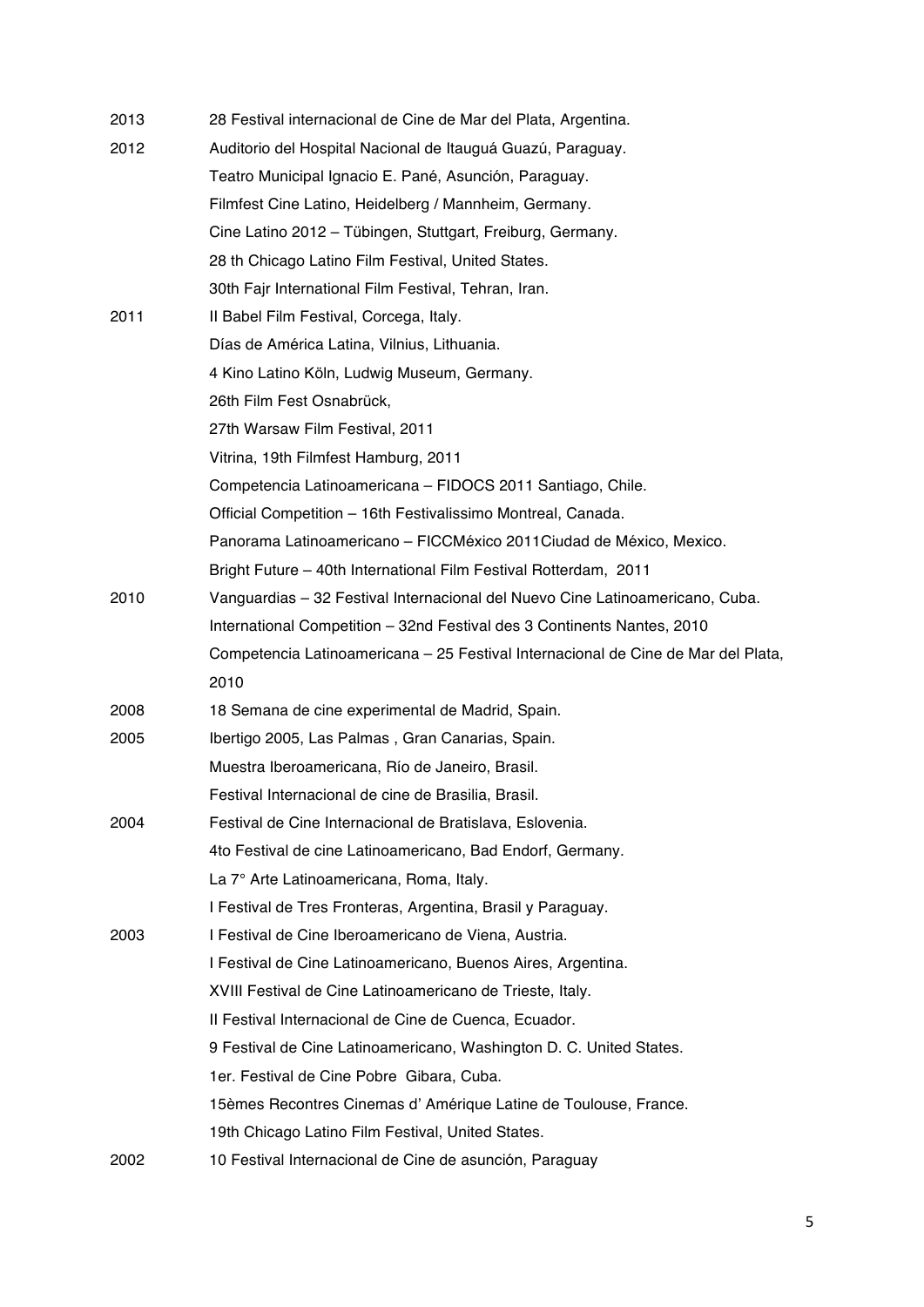| | |
|---|---|
| 2013 | 28 Festival internacional de Cine de Mar del Plata, Argentina. |
| 2012 | Auditorio del Hospital Nacional de Itauguá Guazú, Paraguay. |
| | Teatro Municipal Ignacio E. Pané, Asunción, Paraguay. |
| | Filmfest Cine Latino, Heidelberg / Mannheim, Germany. |
| | Cine Latino 2012 – Tübingen, Stuttgart, Freiburg, Germany. |
| | 28 th Chicago Latino Film Festival, United States. |
| | 30th Fajr International Film Festival, Tehran, Iran. |
| 2011 | II Babel Film Festival, Corcega, Italy. |
| | Días de América Latina, Vilnius, Lithuania. |
| | 4 Kino Latino Köln, Ludwig Museum, Germany. |
| | 26th Film Fest Osnabrück, |
| | 27th Warsaw Film Festival, 2011 |
| | Vitrina, 19th Filmfest Hamburg, 2011 |
| | Competencia Latinoamericana – FIDOCS 2011 Santiago, Chile. |
| | Official Competition – 16th Festivalissimo Montreal, Canada. |
| | Panorama Latinoamericano – FICCMéxico 2011Ciudad de México, Mexico. |
| | Bright Future – 40th International Film Festival Rotterdam, 2011 |
| 2010 | Vanguardias – 32 Festival Internacional del Nuevo Cine Latinoamericano, Cuba. |
| | International Competition – 32nd Festival des 3 Continents Nantes, 2010 |
| | Competencia Latinoamericana – 25 Festival Internacional de Cine de Mar del Plata, 2010 |
| 2008 | 18 Semana de cine experimental de Madrid, Spain. |
| 2005 | Ibertigo 2005, Las Palmas , Gran Canarias, Spain. |
| | Muestra Iberoamericana, Río de Janeiro, Brasil. |
| | Festival Internacional de cine de Brasilia, Brasil. |
| 2004 | Festival de Cine Internacional de Bratislava, Eslovenia. |
| | 4to Festival de cine Latinoamericano, Bad Endorf, Germany. |
| | La 7° Arte Latinoamericana, Roma, Italy. |
| | I Festival de Tres Fronteras, Argentina, Brasil y Paraguay. |
| 2003 | I Festival de Cine Iberoamericano de Viena, Austria. |
| | I Festival de Cine Latinoamericano, Buenos Aires, Argentina. |
| | XVIII Festival de Cine Latinoamericano de Trieste, Italy. |
| | II Festival Internacional de Cine de Cuenca, Ecuador. |
| | 9 Festival de Cine Latinoamericano, Washington D. C. United States. |
| | 1er. Festival de Cine Pobre Gibara, Cuba. |
| | 15èmes Recontres Cinemas d' Amérique Latine de Toulouse, France. |
| | 19th Chicago Latino Film Festival, United States. |
| 2002 | 10 Festival Internacional de Cine de asunción, Paraguay |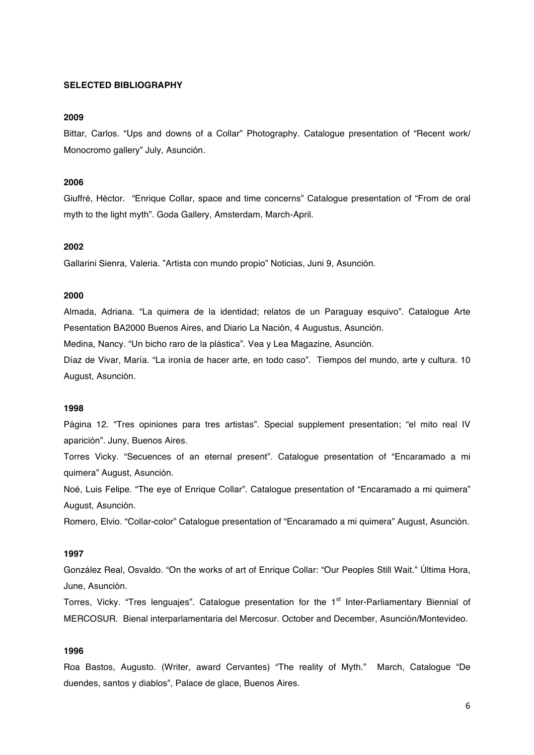**SELECTED BIBLIOGRAPHY**

**2009**

Bittar, Carlos. "Ups and downs of a Collar" Photography. Catalogue presentation of "Recent work/ Monocromo gallery" July, Asunción.

**2006**

Giuffré, Héctor. "Enrique Collar, space and time concerns" Catalogue presentation of "From de oral myth to the light myth". Goda Gallery, Amsterdam, March-April.

**2002**

Gallarini Sienra, Valeria. "Artista con mundo propio" Noticias, Juni 9, Asunción.

**2000**

Almada, Adriana. "La quimera de la identidad; relatos de un Paraguay esquivo". Catalogue Arte Pesentation BA2000 Buenos Aires, and Diario La Nación, 4 Augustus, Asunción.

Medina, Nancy. "Un bicho raro de la plástica". Vea y Lea Magazine, Asunción.

Díaz de Vivar, María. "La ironía de hacer arte, en todo caso". Tiempos del mundo, arte y cultura. 10 August, Asunción.

**1998**

Página 12. "Tres opiniones para tres artistas". Special supplement presentation; "el mito real IV aparición". Juny, Buenos Aires.

Torres Vicky. "Secuences of an eternal present". Catalogue presentation of "Encaramado a mi quimera" August, Asunción.

Noé, Luis Felipe. "The eye of Enrique Collar". Catalogue presentation of "Encaramado a mi quimera" August, Asunción.

Romero, Elvio. "Collar-color" Catalogue presentation of "Encaramado a mi quimera" August, Asunción.

**1997**

González Real, Osvaldo. "On the works of art of Enrique Collar: "Our Peoples Still Wait." Última Hora, June, Asunción.

Torres, Vicky. "Tres lenguajes". Catalogue presentation for the 1st Inter-Parliamentary Biennial of MERCOSUR. Bienal interparlamentaria del Mercosur. October and December, Asunción/Montevideo.

**1996**

Roa Bastos, Augusto. (Writer, award Cervantes) "The reality of Myth." March, Catalogue "De duendes, santos y diablos", Palace de glace, Buenos Aires.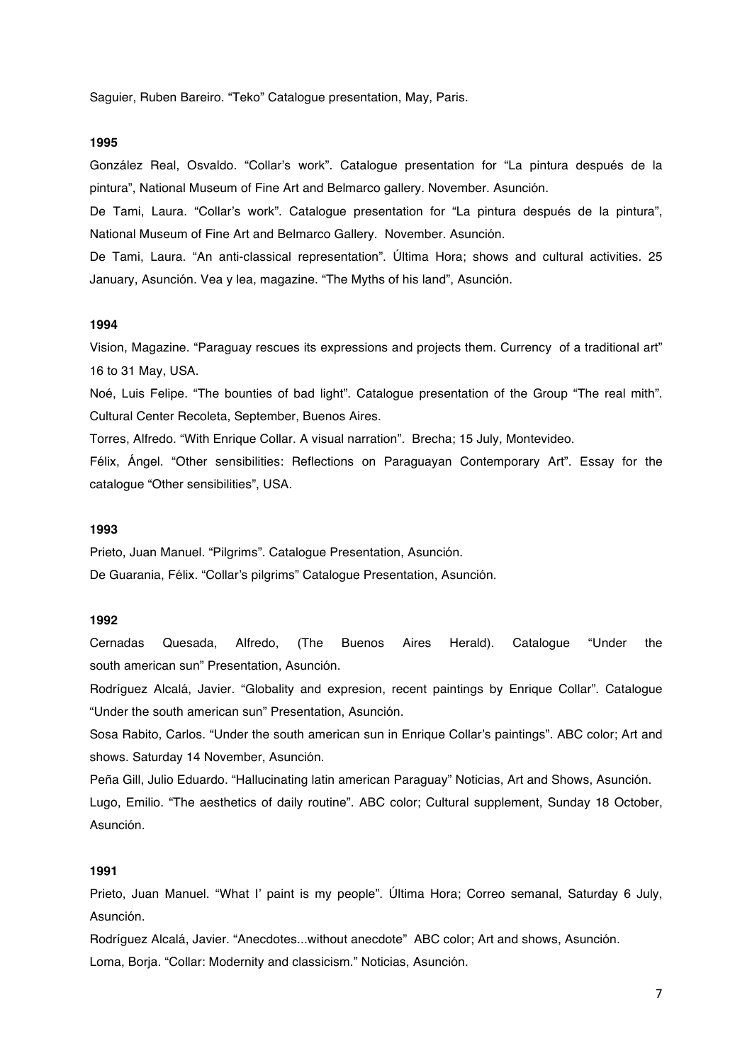Saguier, Ruben Bareiro. “Teko” Catalogue presentation, May, Paris.

**1995**

González Real, Osvaldo. “Collar’s work”. Catalogue presentation for “La pintura después de la pintura”, National Museum of Fine Art and Belmarco gallery. November. Asunción.

De Tami, Laura. “Collar’s work”. Catalogue presentation for “La pintura después de la pintura”, National Museum of Fine Art and Belmarco Gallery. November. Asunción.

De Tami, Laura. “An anti-classical representation”. Última Hora; shows and cultural activities. 25 January, Asunción. Vea y lea, magazine. “The Myths of his land”, Asunción.

**1994**

Vision, Magazine. “Paraguay rescues its expressions and projects them. Currency of a traditional art” 16 to 31 May, USA.

Noé, Luis Felipe. “The bounties of bad light”. Catalogue presentation of the Group “The real mith”. Cultural Center Recoleta, September, Buenos Aires.

Torres, Alfredo. “With Enrique Collar. A visual narration”. Brecha; 15 July, Montevideo.

Félix, Ángel. “Other sensibilities: Reflections on Paraguayan Contemporary Art”. Essay for the catalogue “Other sensibilities”, USA.

**1993**

Prieto, Juan Manuel. “Pilgrims”. Catalogue Presentation, Asunción.

De Guarania, Félix. “Collar’s pilgrims” Catalogue Presentation, Asunción.

**1992**

Cernadas Quesada, Alfredo, (The Buenos Aires Herald). Catalogue “Under the south american sun” Presentation, Asunción.

Rodríguez Alcalá, Javier. “Globality and expresion, recent paintings by Enrique Collar”. Catalogue “Under the south american sun” Presentation, Asunción.

Sosa Rabito, Carlos. “Under the south american sun in Enrique Collar’s paintings”. ABC color; Art and shows. Saturday 14 November, Asunción.

Peña Gill, Julio Eduardo. “Hallucinating latin american Paraguay” Noticias, Art and Shows, Asunción.

Lugo, Emilio. “The aesthetics of daily routine”. ABC color; Cultural supplement, Sunday 18 October, Asunción.

**1991**

Prieto, Juan Manuel. “What I’ paint is my people”. Última Hora; Correo semanal, Saturday 6 July, Asunción.

Rodríguez Alcalá, Javier. “Anecdotes...without anecdote” ABC color; Art and shows, Asunción.

Loma, Borja. “Collar: Modernity and classicism.” Noticias, Asunción.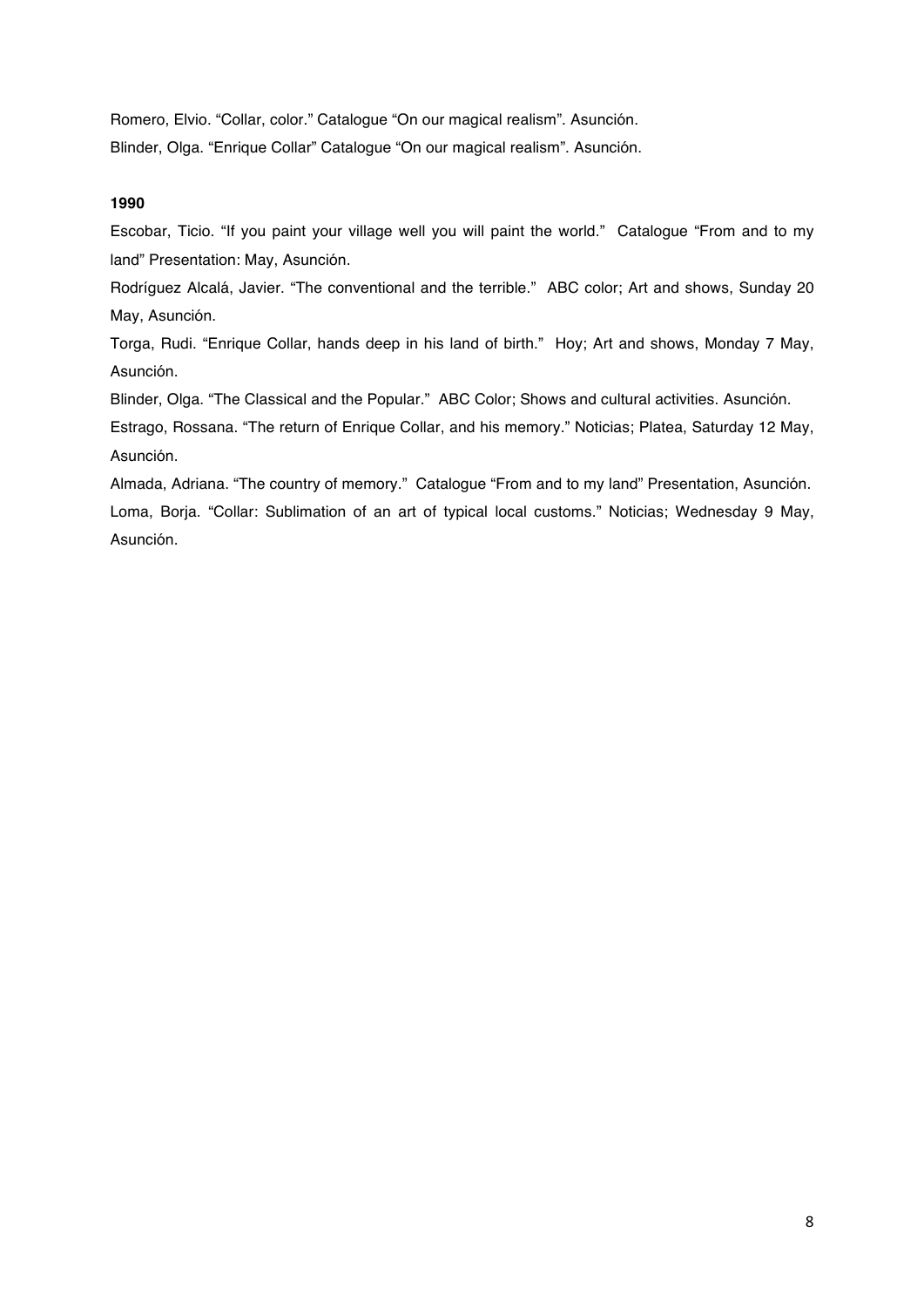Romero, Elvio. “Collar, color.” Catalogue “On our magical realism”. Asunción.

Blinder, Olga. “Enrique Collar” Catalogue “On our magical realism”. Asunción.

**1990**

Escobar, Ticio. “If you paint your village well you will paint the world.” Catalogue “From and to my land” Presentation: May, Asunción.

Rodríguez Alcalá, Javier. “The conventional and the terrible.” ABC color; Art and shows, Sunday 20 May, Asunción.

Torga, Rudi. “Enrique Collar, hands deep in his land of birth.” Hoy; Art and shows, Monday 7 May, Asunción.

Blinder, Olga. “The Classical and the Popular.” ABC Color; Shows and cultural activities. Asunción.

Estrago, Rossana. “The return of Enrique Collar, and his memory.” Noticias; Platea, Saturday 12 May, Asunción.

Almada, Adriana. “The country of memory.” Catalogue “From and to my land” Presentation, Asunción.

Loma, Borja. “Collar: Sublimation of an art of typical local customs.” Noticias; Wednesday 9 May, Asunción.